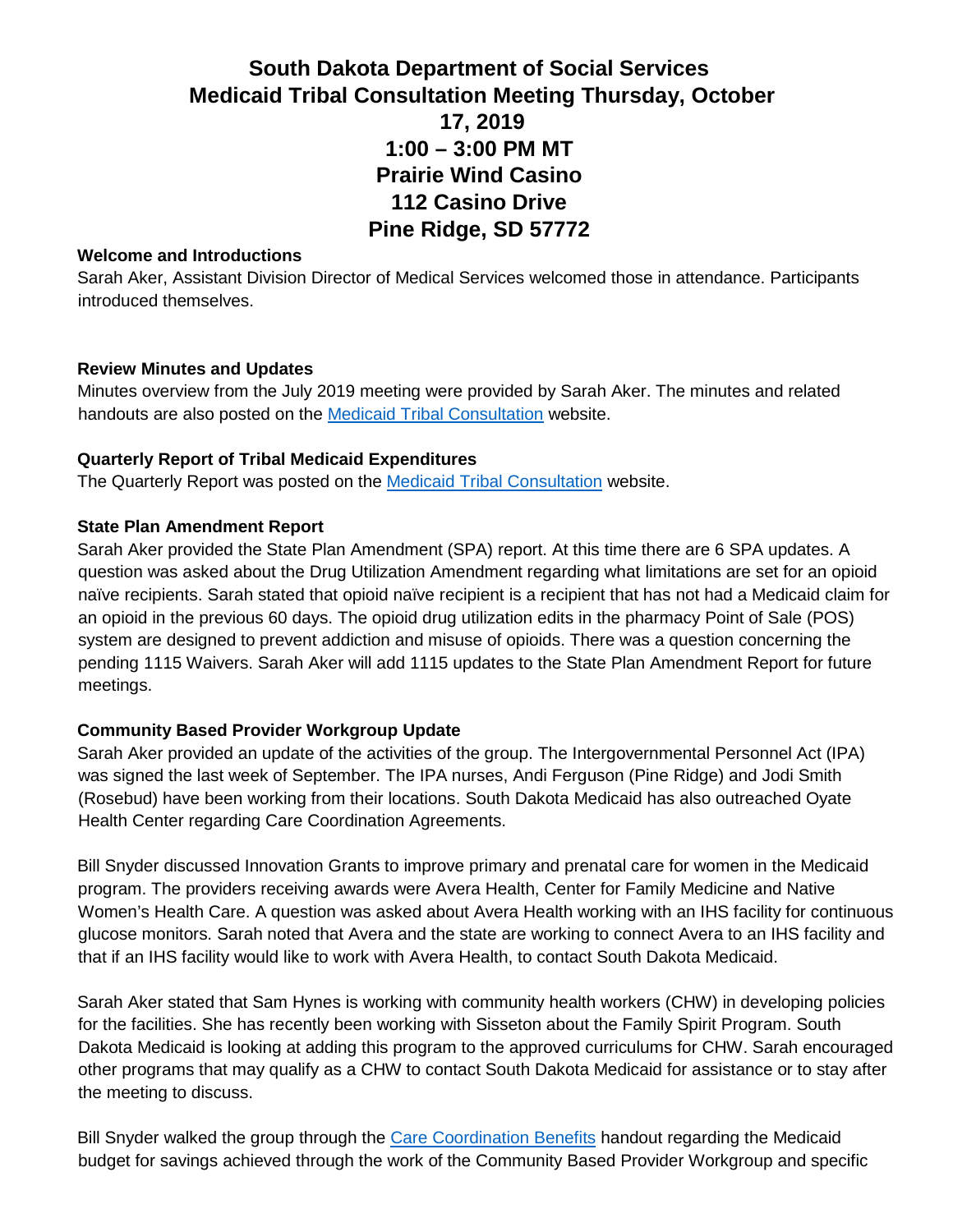# South Dakota Department of Social Services
# Medicaid Tribal Consultation Meeting Thursday, October 17, 2019
# 1:00 – 3:00 PM MT
# Prairie Wind Casino
# 112 Casino Drive
# Pine Ridge, SD 57772

**Welcome and Introductions**

Sarah Aker, Assistant Division Director of Medical Services welcomed those in attendance. Participants introduced themselves.

**Review Minutes and Updates**

Minutes overview from the July 2019 meeting were provided by Sarah Aker. The minutes and related handouts are also posted on the Medicaid Tribal Consultation website.

**Quarterly Report of Tribal Medicaid Expenditures**

The Quarterly Report was posted on the Medicaid Tribal Consultation website.

**State Plan Amendment Report**

Sarah Aker provided the State Plan Amendment (SPA) report. At this time there are 6 SPA updates. A question was asked about the Drug Utilization Amendment regarding what limitations are set for an opioid naïve recipients. Sarah stated that opioid naïve recipient is a recipient that has not had a Medicaid claim for an opioid in the previous 60 days. The opioid drug utilization edits in the pharmacy Point of Sale (POS) system are designed to prevent addiction and misuse of opioids. There was a question concerning the pending 1115 Waivers. Sarah Aker will add 1115 updates to the State Plan Amendment Report for future meetings.

**Community Based Provider Workgroup Update**

Sarah Aker provided an update of the activities of the group. The Intergovernmental Personnel Act (IPA) was signed the last week of September. The IPA nurses, Andi Ferguson (Pine Ridge) and Jodi Smith (Rosebud) have been working from their locations. South Dakota Medicaid has also outreached Oyate Health Center regarding Care Coordination Agreements.

Bill Snyder discussed Innovation Grants to improve primary and prenatal care for women in the Medicaid program. The providers receiving awards were Avera Health, Center for Family Medicine and Native Women's Health Care. A question was asked about Avera Health working with an IHS facility for continuous glucose monitors. Sarah noted that Avera and the state are working to connect Avera to an IHS facility and that if an IHS facility would like to work with Avera Health, to contact South Dakota Medicaid.

Sarah Aker stated that Sam Hynes is working with community health workers (CHW) in developing policies for the facilities. She has recently been working with Sisseton about the Family Spirit Program. South Dakota Medicaid is looking at adding this program to the approved curriculums for CHW. Sarah encouraged other programs that may qualify as a CHW to contact South Dakota Medicaid for assistance or to stay after the meeting to discuss.

Bill Snyder walked the group through the Care Coordination Benefits handout regarding the Medicaid budget for savings achieved through the work of the Community Based Provider Workgroup and specific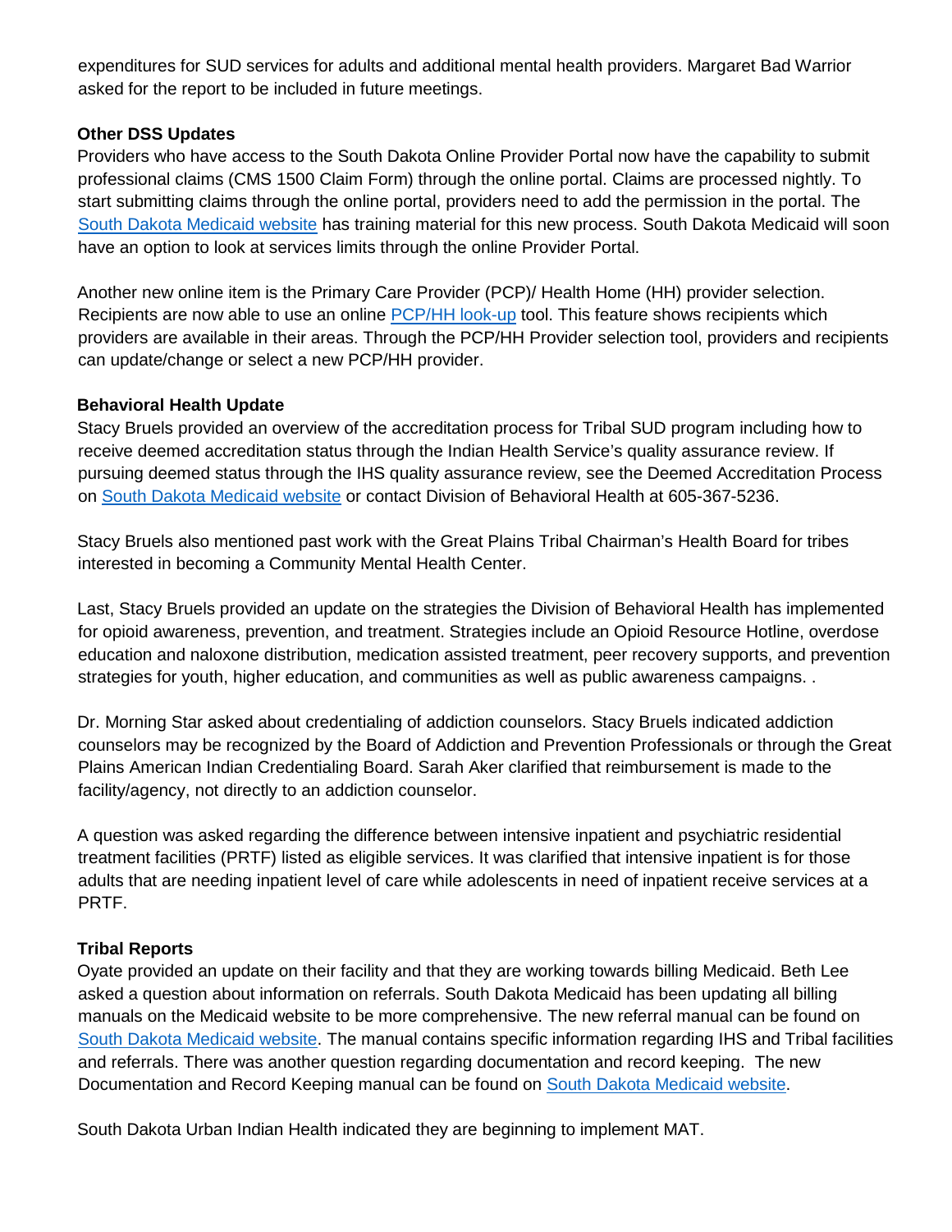expenditures for SUD services for adults and additional mental health providers. Margaret Bad Warrior asked for the report to be included in future meetings.

**Other DSS Updates**

Providers who have access to the South Dakota Online Provider Portal now have the capability to submit professional claims (CMS 1500 Claim Form) through the online portal. Claims are processed nightly. To start submitting claims through the online portal, providers need to add the permission in the portal. The South Dakota Medicaid website has training material for this new process. South Dakota Medicaid will soon have an option to look at services limits through the online Provider Portal.

Another new online item is the Primary Care Provider (PCP)/ Health Home (HH) provider selection. Recipients are now able to use an online PCP/HH look-up tool. This feature shows recipients which providers are available in their areas. Through the PCP/HH Provider selection tool, providers and recipients can update/change or select a new PCP/HH provider.

**Behavioral Health Update**

Stacy Bruels provided an overview of the accreditation process for Tribal SUD program including how to receive deemed accreditation status through the Indian Health Service's quality assurance review. If pursuing deemed status through the IHS quality assurance review, see the Deemed Accreditation Process on South Dakota Medicaid website or contact Division of Behavioral Health at 605-367-5236.

Stacy Bruels also mentioned past work with the Great Plains Tribal Chairman's Health Board for tribes interested in becoming a Community Mental Health Center.

Last, Stacy Bruels provided an update on the strategies the Division of Behavioral Health has implemented for opioid awareness, prevention, and treatment. Strategies include an Opioid Resource Hotline, overdose education and naloxone distribution, medication assisted treatment, peer recovery supports, and prevention strategies for youth, higher education, and communities as well as public awareness campaigns. .

Dr. Morning Star asked about credentialing of addiction counselors. Stacy Bruels indicated addiction counselors may be recognized by the Board of Addiction and Prevention Professionals or through the Great Plains American Indian Credentialing Board. Sarah Aker clarified that reimbursement is made to the facility/agency, not directly to an addiction counselor.

A question was asked regarding the difference between intensive inpatient and psychiatric residential treatment facilities (PRTF) listed as eligible services. It was clarified that intensive inpatient is for those adults that are needing inpatient level of care while adolescents in need of inpatient receive services at a PRTF.

**Tribal Reports**

Oyate provided an update on their facility and that they are working towards billing Medicaid. Beth Lee asked a question about information on referrals. South Dakota Medicaid has been updating all billing manuals on the Medicaid website to be more comprehensive. The new referral manual can be found on South Dakota Medicaid website. The manual contains specific information regarding IHS and Tribal facilities and referrals. There was another question regarding documentation and record keeping. The new Documentation and Record Keeping manual can be found on South Dakota Medicaid website.

South Dakota Urban Indian Health indicated they are beginning to implement MAT.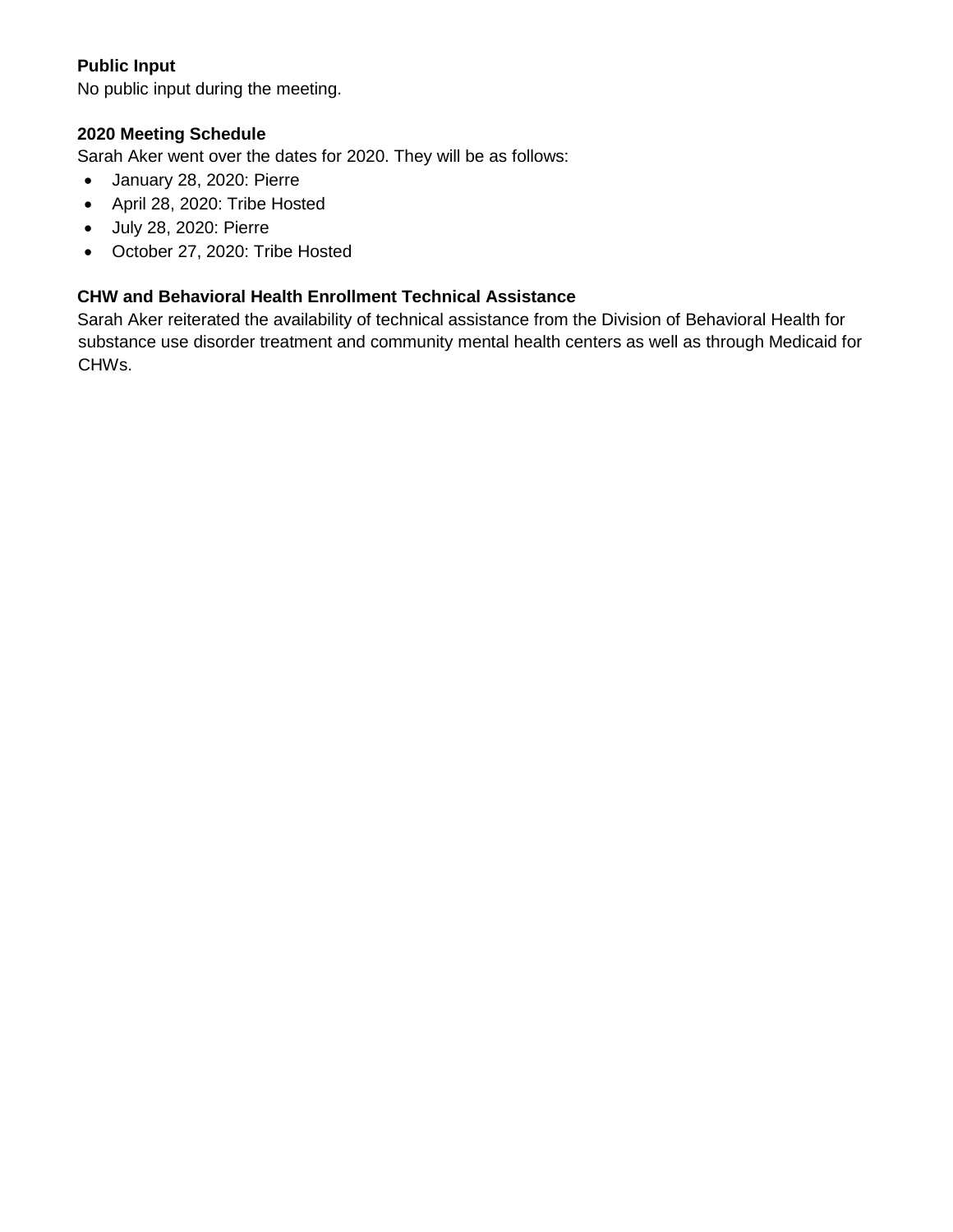**Public Input**

No public input during the meeting.

**2020 Meeting Schedule**

Sarah Aker went over the dates for 2020. They will be as follows:

- January 28, 2020: Pierre
- April 28, 2020: Tribe Hosted
- July 28, 2020: Pierre
- October 27, 2020: Tribe Hosted

**CHW and Behavioral Health Enrollment Technical Assistance**

Sarah Aker reiterated the availability of technical assistance from the Division of Behavioral Health for substance use disorder treatment and community mental health centers as well as through Medicaid for CHWs.